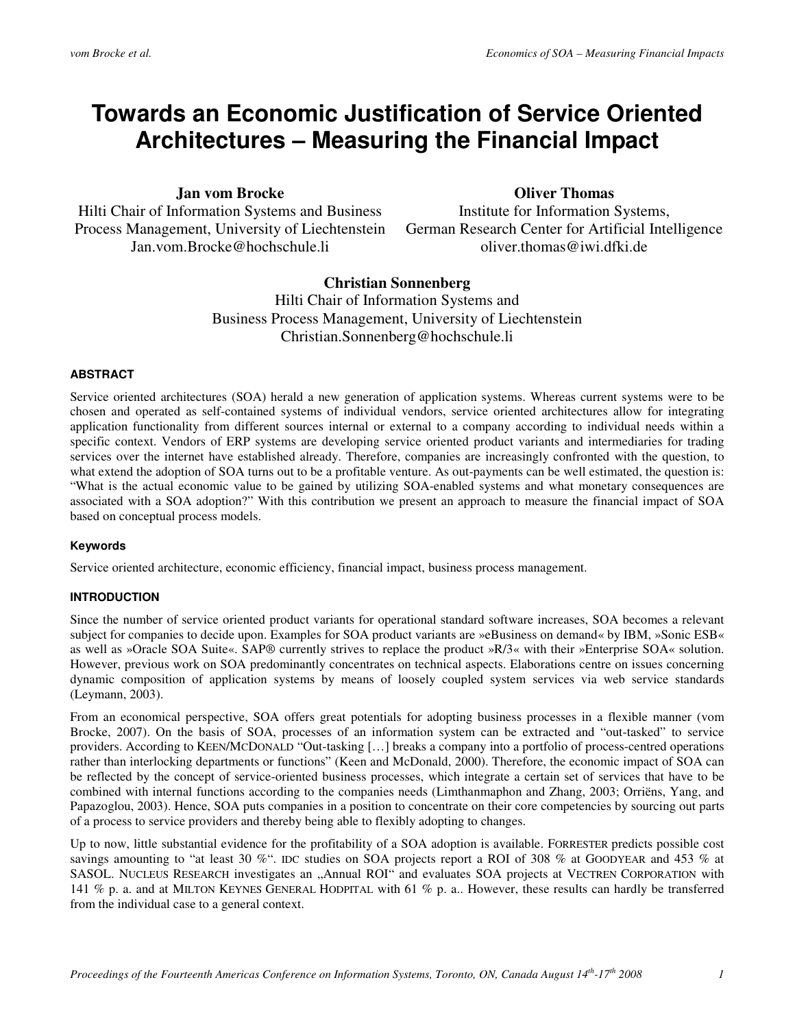# Towards an Economic Justification of Service Oriented Architectures – Measuring the Financial Impact

**Jan vom Brocke**
Hilti Chair of Information Systems and Business Process Management, University of Liechtenstein
Jan.vom.Brocke@hochschule.li

**Oliver Thomas**
Institute for Information Systems, German Research Center for Artificial Intelligence
oliver.thomas@iwi.dfki.de

**Christian Sonnenberg**
Hilti Chair of Information Systems and Business Process Management, University of Liechtenstein
Christian.Sonnenberg@hochschule.li

#### ABSTRACT

Service oriented architectures (SOA) herald a new generation of application systems. Whereas current systems were to be chosen and operated as self-contained systems of individual vendors, service oriented architectures allow for integrating application functionality from different sources internal or external to a company according to individual needs within a specific context. Vendors of ERP systems are developing service oriented product variants and intermediaries for trading services over the internet have established already. Therefore, companies are increasingly confronted with the question, to what extend the adoption of SOA turns out to be a profitable venture. As out-payments can be well estimated, the question is: "What is the actual economic value to be gained by utilizing SOA-enabled systems and what monetary consequences are associated with a SOA adoption?" With this contribution we present an approach to measure the financial impact of SOA based on conceptual process models.

#### Keywords

Service oriented architecture, economic efficiency, financial impact, business process management.

#### INTRODUCTION

Since the number of service oriented product variants for operational standard software increases, SOA becomes a relevant subject for companies to decide upon. Examples for SOA product variants are »eBusiness on demand« by IBM, »Sonic ESB« as well as »Oracle SOA Suite«. SAP® currently strives to replace the product »R/3« with their »Enterprise SOA« solution. However, previous work on SOA predominantly concentrates on technical aspects. Elaborations centre on issues concerning dynamic composition of application systems by means of loosely coupled system services via web service standards (Leymann, 2003).

From an economical perspective, SOA offers great potentials for adopting business processes in a flexible manner (vom Brocke, 2007). On the basis of SOA, processes of an information system can be extracted and "out-tasked" to service providers. According to KEEN/MCDONALD "Out-tasking […] breaks a company into a portfolio of process-centred operations rather than interlocking departments or functions" (Keen and McDonald, 2000). Therefore, the economic impact of SOA can be reflected by the concept of service-oriented business processes, which integrate a certain set of services that have to be combined with internal functions according to the companies needs (Limthanmaphon and Zhang, 2003; Orriëns, Yang, and Papazoglou, 2003). Hence, SOA puts companies in a position to concentrate on their core competencies by sourcing out parts of a process to service providers and thereby being able to flexibly adopting to changes.

Up to now, little substantial evidence for the profitability of a SOA adoption is available. FORRESTER predicts possible cost savings amounting to "at least 30 %". IDC studies on SOA projects report a ROI of 308 % at GOODYEAR and 453 % at SASOL. NUCLEUS RESEARCH investigates an „Annual ROI" and evaluates SOA projects at VECTREN CORPORATION with 141 % p. a. and at MILTON KEYNES GENERAL HODPITAL with 61 % p. a.. However, these results can hardly be transferred from the individual case to a general context.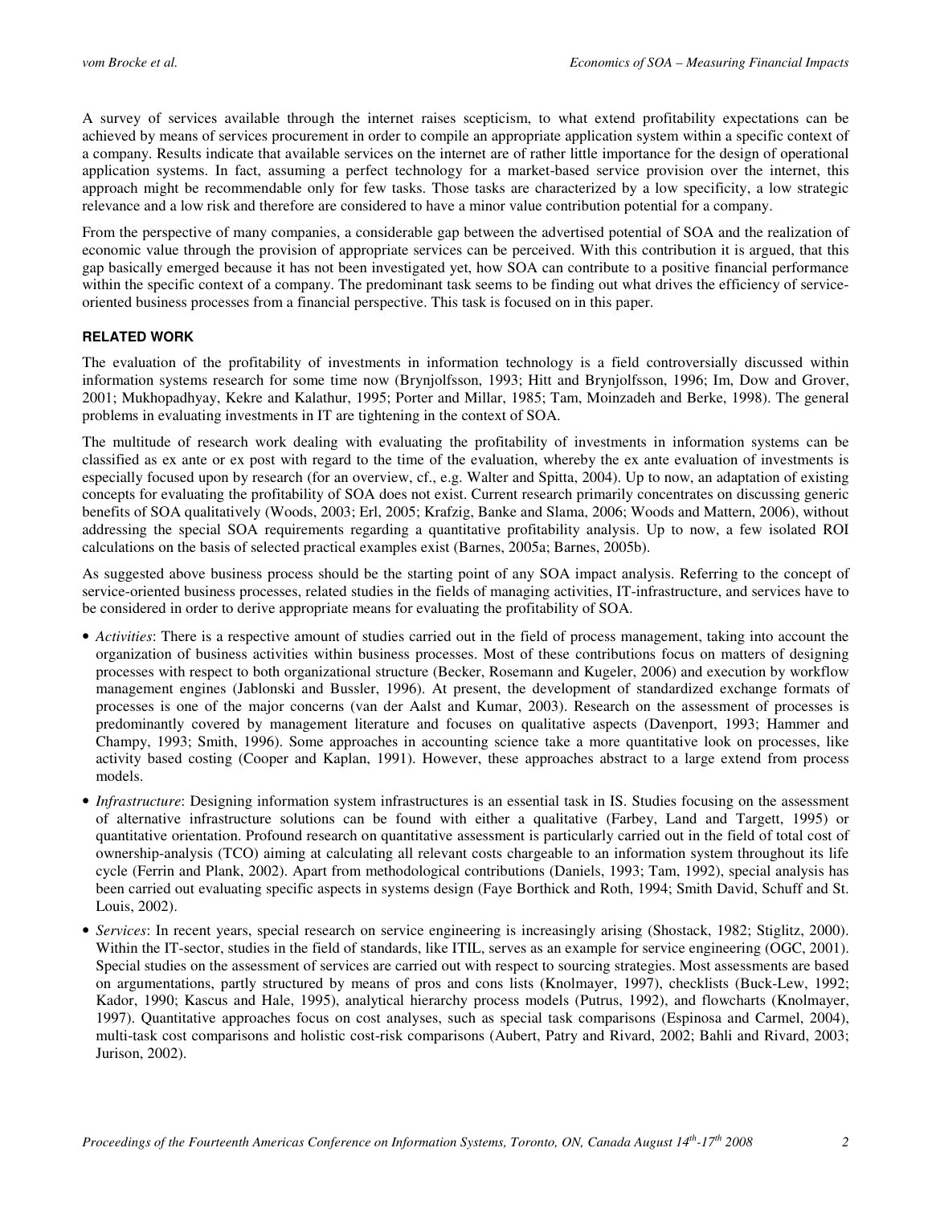A survey of services available through the internet raises scepticism, to what extend profitability expectations can be achieved by means of services procurement in order to compile an appropriate application system within a specific context of a company. Results indicate that available services on the internet are of rather little importance for the design of operational application systems. In fact, assuming a perfect technology for a market-based service provision over the internet, this approach might be recommendable only for few tasks. Those tasks are characterized by a low specificity, a low strategic relevance and a low risk and therefore are considered to have a minor value contribution potential for a company.

From the perspective of many companies, a considerable gap between the advertised potential of SOA and the realization of economic value through the provision of appropriate services can be perceived. With this contribution it is argued, that this gap basically emerged because it has not been investigated yet, how SOA can contribute to a positive financial performance within the specific context of a company. The predominant task seems to be finding out what drives the efficiency of service-oriented business processes from a financial perspective. This task is focused on in this paper.

## RELATED WORK

The evaluation of the profitability of investments in information technology is a field controversially discussed within information systems research for some time now (Brynjolfsson, 1993; Hitt and Brynjolfsson, 1996; Im, Dow and Grover, 2001; Mukhopadhyay, Kekre and Kalathur, 1995; Porter and Millar, 1985; Tam, Moinzadeh and Berke, 1998). The general problems in evaluating investments in IT are tightening in the context of SOA.

The multitude of research work dealing with evaluating the profitability of investments in information systems can be classified as ex ante or ex post with regard to the time of the evaluation, whereby the ex ante evaluation of investments is especially focused upon by research (for an overview, cf., e.g. Walter and Spitta, 2004). Up to now, an adaptation of existing concepts for evaluating the profitability of SOA does not exist. Current research primarily concentrates on discussing generic benefits of SOA qualitatively (Woods, 2003; Erl, 2005; Krafzig, Banke and Slama, 2006; Woods and Mattern, 2006), without addressing the special SOA requirements regarding a quantitative profitability analysis. Up to now, a few isolated ROI calculations on the basis of selected practical examples exist (Barnes, 2005a; Barnes, 2005b).

As suggested above business process should be the starting point of any SOA impact analysis. Referring to the concept of service-oriented business processes, related studies in the fields of managing activities, IT-infrastructure, and services have to be considered in order to derive appropriate means for evaluating the profitability of SOA.

- *Activities*: There is a respective amount of studies carried out in the field of process management, taking into account the organization of business activities within business processes. Most of these contributions focus on matters of designing processes with respect to both organizational structure (Becker, Rosemann and Kugeler, 2006) and execution by workflow management engines (Jablonski and Bussler, 1996). At present, the development of standardized exchange formats of processes is one of the major concerns (van der Aalst and Kumar, 2003). Research on the assessment of processes is predominantly covered by management literature and focuses on qualitative aspects (Davenport, 1993; Hammer and Champy, 1993; Smith, 1996). Some approaches in accounting science take a more quantitative look on processes, like activity based costing (Cooper and Kaplan, 1991). However, these approaches abstract to a large extend from process models.
- *Infrastructure*: Designing information system infrastructures is an essential task in IS. Studies focusing on the assessment of alternative infrastructure solutions can be found with either a qualitative (Farbey, Land and Targett, 1995) or quantitative orientation. Profound research on quantitative assessment is particularly carried out in the field of total cost of ownership-analysis (TCO) aiming at calculating all relevant costs chargeable to an information system throughout its life cycle (Ferrin and Plank, 2002). Apart from methodological contributions (Daniels, 1993; Tam, 1992), special analysis has been carried out evaluating specific aspects in systems design (Faye Borthick and Roth, 1994; Smith David, Schuff and St. Louis, 2002).
- *Services*: In recent years, special research on service engineering is increasingly arising (Shostack, 1982; Stiglitz, 2000). Within the IT-sector, studies in the field of standards, like ITIL, serves as an example for service engineering (OGC, 2001). Special studies on the assessment of services are carried out with respect to sourcing strategies. Most assessments are based on argumentations, partly structured by means of pros and cons lists (Knolmayer, 1997), checklists (Buck-Lew, 1992; Kador, 1990; Kascus and Hale, 1995), analytical hierarchy process models (Putrus, 1992), and flowcharts (Knolmayer, 1997). Quantitative approaches focus on cost analyses, such as special task comparisons (Espinosa and Carmel, 2004), multi-task cost comparisons and holistic cost-risk comparisons (Aubert, Patry and Rivard, 2002; Bahli and Rivard, 2003; Jurison, 2002).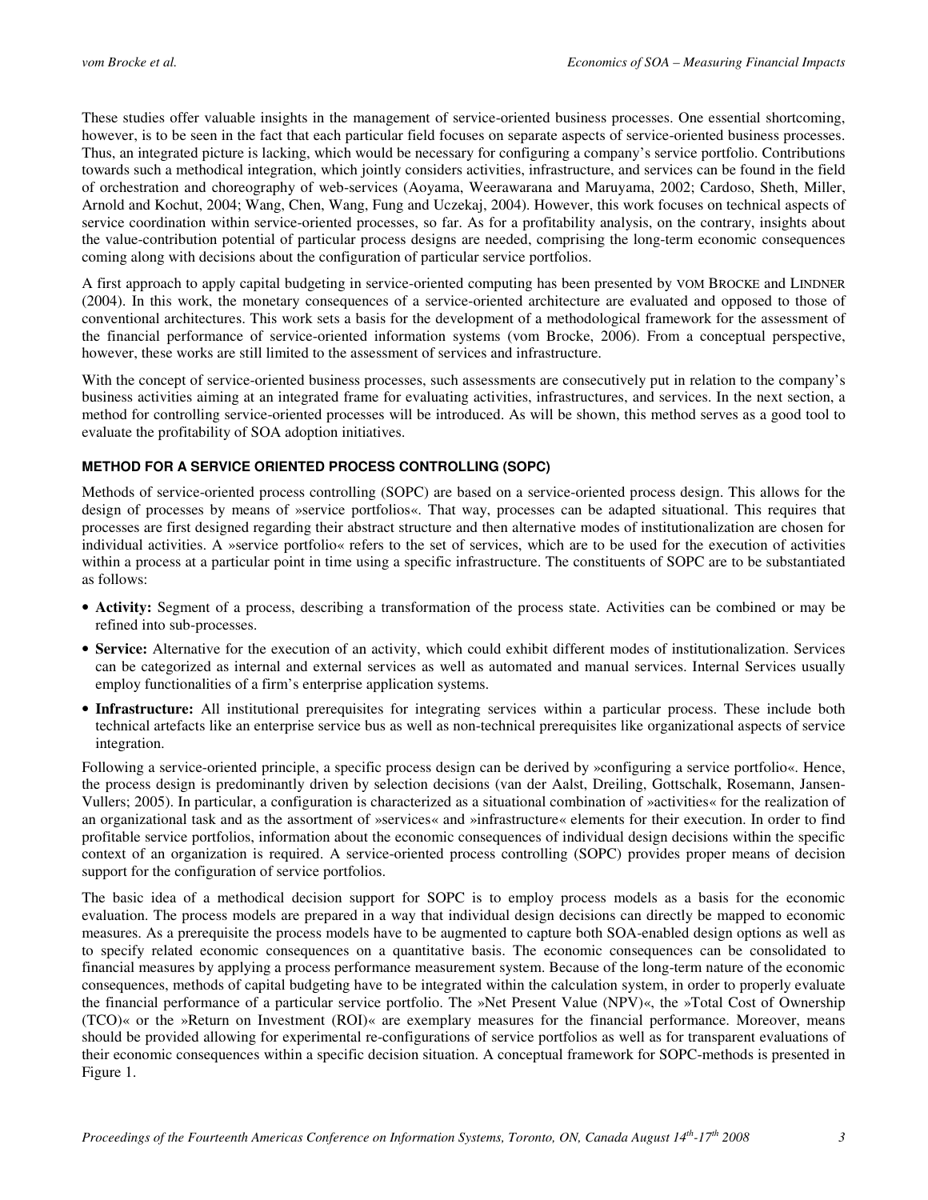These studies offer valuable insights in the management of service-oriented business processes. One essential shortcoming, however, is to be seen in the fact that each particular field focuses on separate aspects of service-oriented business processes. Thus, an integrated picture is lacking, which would be necessary for configuring a company's service portfolio. Contributions towards such a methodical integration, which jointly considers activities, infrastructure, and services can be found in the field of orchestration and choreography of web-services (Aoyama, Weerawarana and Maruyama, 2002; Cardoso, Sheth, Miller, Arnold and Kochut, 2004; Wang, Chen, Wang, Fung and Uczekaj, 2004). However, this work focuses on technical aspects of service coordination within service-oriented processes, so far. As for a profitability analysis, on the contrary, insights about the value-contribution potential of particular process designs are needed, comprising the long-term economic consequences coming along with decisions about the configuration of particular service portfolios.

A first approach to apply capital budgeting in service-oriented computing has been presented by VOM BROCKE and LINDNER (2004). In this work, the monetary consequences of a service-oriented architecture are evaluated and opposed to those of conventional architectures. This work sets a basis for the development of a methodological framework for the assessment of the financial performance of service-oriented information systems (vom Brocke, 2006). From a conceptual perspective, however, these works are still limited to the assessment of services and infrastructure.

With the concept of service-oriented business processes, such assessments are consecutively put in relation to the company's business activities aiming at an integrated frame for evaluating activities, infrastructures, and services. In the next section, a method for controlling service-oriented processes will be introduced. As will be shown, this method serves as a good tool to evaluate the profitability of SOA adoption initiatives.

## METHOD FOR A SERVICE ORIENTED PROCESS CONTROLLING (SOPC)

Methods of service-oriented process controlling (SOPC) are based on a service-oriented process design. This allows for the design of processes by means of »service portfolios«. That way, processes can be adapted situational. This requires that processes are first designed regarding their abstract structure and then alternative modes of institutionalization are chosen for individual activities. A »service portfolio« refers to the set of services, which are to be used for the execution of activities within a process at a particular point in time using a specific infrastructure. The constituents of SOPC are to be substantiated as follows:

- **Activity:** Segment of a process, describing a transformation of the process state. Activities can be combined or may be refined into sub-processes.
- **Service:** Alternative for the execution of an activity, which could exhibit different modes of institutionalization. Services can be categorized as internal and external services as well as automated and manual services. Internal Services usually employ functionalities of a firm's enterprise application systems.
- **Infrastructure:** All institutional prerequisites for integrating services within a particular process. These include both technical artefacts like an enterprise service bus as well as non-technical prerequisites like organizational aspects of service integration.

Following a service-oriented principle, a specific process design can be derived by »configuring a service portfolio«. Hence, the process design is predominantly driven by selection decisions (van der Aalst, Dreiling, Gottschalk, Rosemann, Jansen-Vullers; 2005). In particular, a configuration is characterized as a situational combination of »activities« for the realization of an organizational task and as the assortment of »services« and »infrastructure« elements for their execution. In order to find profitable service portfolios, information about the economic consequences of individual design decisions within the specific context of an organization is required. A service-oriented process controlling (SOPC) provides proper means of decision support for the configuration of service portfolios.

The basic idea of a methodical decision support for SOPC is to employ process models as a basis for the economic evaluation. The process models are prepared in a way that individual design decisions can directly be mapped to economic measures. As a prerequisite the process models have to be augmented to capture both SOA-enabled design options as well as to specify related economic consequences on a quantitative basis. The economic consequences can be consolidated to financial measures by applying a process performance measurement system. Because of the long-term nature of the economic consequences, methods of capital budgeting have to be integrated within the calculation system, in order to properly evaluate the financial performance of a particular service portfolio. The »Net Present Value (NPV)«, the »Total Cost of Ownership (TCO)« or the »Return on Investment (ROI)« are exemplary measures for the financial performance. Moreover, means should be provided allowing for experimental re-configurations of service portfolios as well as for transparent evaluations of their economic consequences within a specific decision situation. A conceptual framework for SOPC-methods is presented in Figure 1.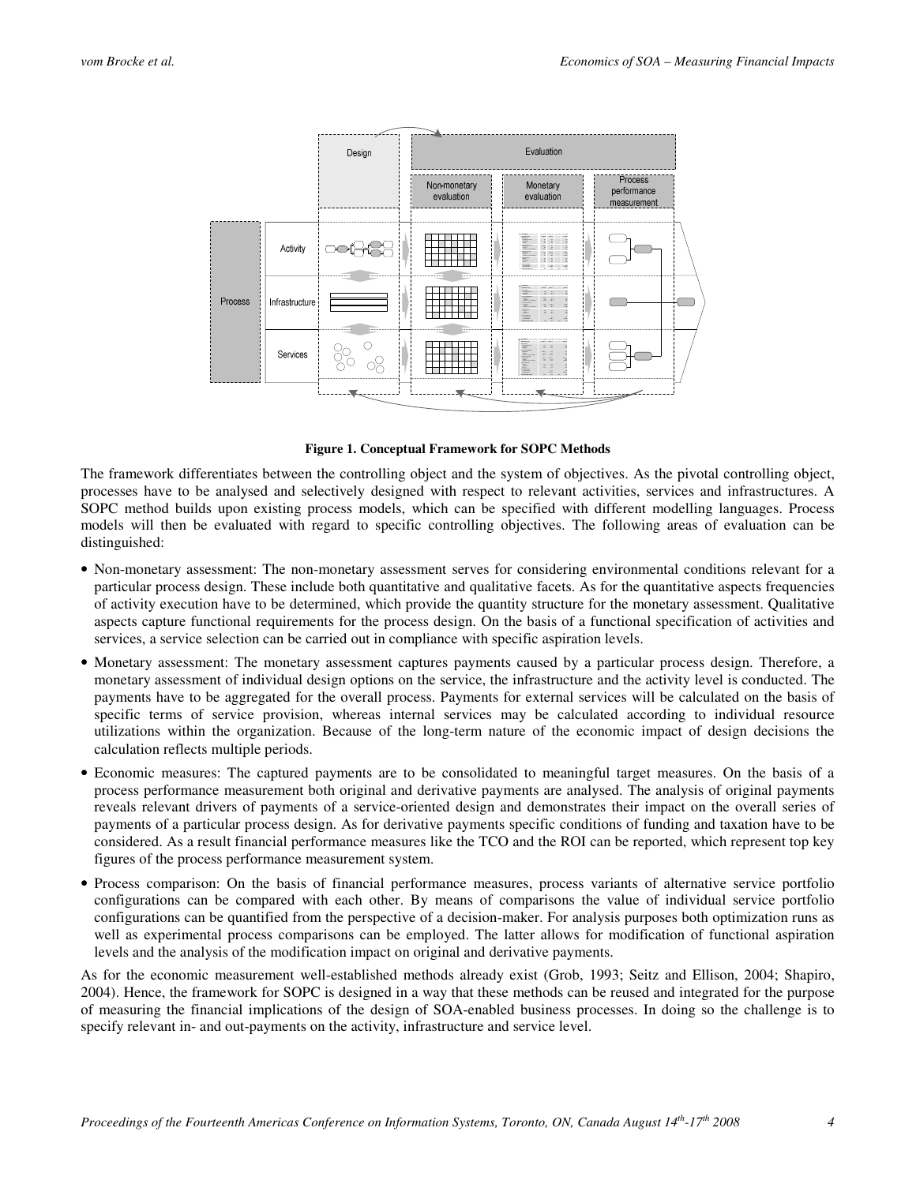**Figure 1. Conceptual Framework for SOPC Methods**

The framework differentiates between the controlling object and the system of objectives. As the pivotal controlling object, processes have to be analysed and selectively designed with respect to relevant activities, services and infrastructures. A SOPC method builds upon existing process models, which can be specified with different modelling languages. Process models will then be evaluated with regard to specific controlling objectives. The following areas of evaluation can be distinguished:

- Non-monetary assessment: The non-monetary assessment serves for considering environmental conditions relevant for a particular process design. These include both quantitative and qualitative facets. As for the quantitative aspects frequencies of activity execution have to be determined, which provide the quantity structure for the monetary assessment. Qualitative aspects capture functional requirements for the process design. On the basis of a functional specification of activities and services, a service selection can be carried out in compliance with specific aspiration levels.
- Monetary assessment: The monetary assessment captures payments caused by a particular process design. Therefore, a monetary assessment of individual design options on the service, the infrastructure and the activity level is conducted. The payments have to be aggregated for the overall process. Payments for external services will be calculated on the basis of specific terms of service provision, whereas internal services may be calculated according to individual resource utilizations within the organization. Because of the long-term nature of the economic impact of design decisions the calculation reflects multiple periods.
- Economic measures: The captured payments are to be consolidated to meaningful target measures. On the basis of a process performance measurement both original and derivative payments are analysed. The analysis of original payments reveals relevant drivers of payments of a service-oriented design and demonstrates their impact on the overall series of payments of a particular process design. As for derivative payments specific conditions of funding and taxation have to be considered. As a result financial performance measures like the TCO and the ROI can be reported, which represent top key figures of the process performance measurement system.
- Process comparison: On the basis of financial performance measures, process variants of alternative service portfolio configurations can be compared with each other. By means of comparisons the value of individual service portfolio configurations can be quantified from the perspective of a decision-maker. For analysis purposes both optimization runs as well as experimental process comparisons can be employed. The latter allows for modification of functional aspiration levels and the analysis of the modification impact on original and derivative payments.

As for the economic measurement well-established methods already exist (Grob, 1993; Seitz and Ellison, 2004; Shapiro, 2004). Hence, the framework for SOPC is designed in a way that these methods can be reused and integrated for the purpose of measuring the financial implications of the design of SOA-enabled business processes. In doing so the challenge is to specify relevant in- and out-payments on the activity, infrastructure and service level.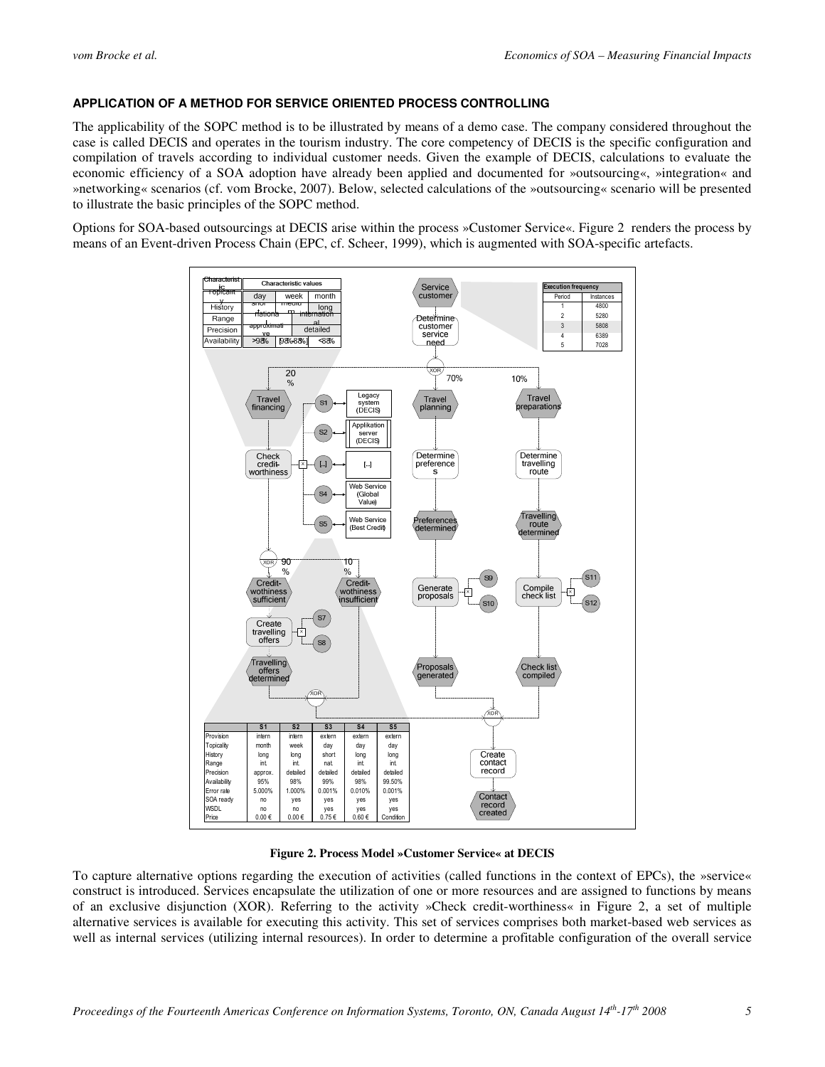**APPLICATION OF A METHOD FOR SERVICE ORIENTED PROCESS CONTROLLING**

The applicability of the SOPC method is to be illustrated by means of a demo case. The company considered throughout the case is called DECIS and operates in the tourism industry. The core competency of DECIS is the specific configuration and compilation of travels according to individual customer needs. Given the example of DECIS, calculations to evaluate the economic efficiency of a SOA adoption have already been applied and documented for »outsourcing«, »integration« and »networking« scenarios (cf. vom Brocke, 2007). Below, selected calculations of the »outsourcing« scenario will be presented to illustrate the basic principles of the SOPC method.

Options for SOA-based outsourcings at DECIS arise within the process »Customer Service«. Figure 2 renders the process by means of an Event-driven Process Chain (EPC, cf. Scheer, 1999), which is augmented with SOA-specific artefacts.

| Characteristic | Characteristic values | | |
|---|---|---|---|
| Topicality | day | week | month |
| History | short | medium | long |
| Range | national | | international |
| Precision | approximative | | detailed |
| Availability | >98% | 98%-88% | <88% |

| Execution frequency | |
|---|---|
| Period | Instances |
| 1 | 4800 |
| 2 | 5280 |
| 3 | 5808 |
| 4 | 6389 |
| 5 | 7028 |

| | S1 | S2 | S3 | S4 | S5 |
|---|---|---|---|---|---|
| Provision | intern | intern | extern | extern | extern |
| Topicality | month | week | day | day | day |
| History | long | long | short | long | long |
| Range | int. | int. | nat. | int. | int. |
| Precision | approx. | detailed | detailed | detailed | detailed |
| Availability | 95% | 98% | 99% | 98% | 99.50% |
| Error rate | 5.000% | 1.000% | 0.001% | 0.010% | 0.001% |
| SOA ready | no | yes | yes | yes | yes |
| WSDL | no | no | yes | yes | yes |
| Price | 0.00 € | 0.00 € | 0.75 € | 0.60 € | Condition |

**Figure 2. Process Model »Customer Service« at DECIS**

To capture alternative options regarding the execution of activities (called functions in the context of EPCs), the »service« construct is introduced. Services encapsulate the utilization of one or more resources and are assigned to functions by means of an exclusive disjunction (XOR). Referring to the activity »Check credit-worthiness« in Figure 2, a set of multiple alternative services is available for executing this activity. This set of services comprises both market-based web services as well as internal services (utilizing internal resources). In order to determine a profitable configuration of the overall service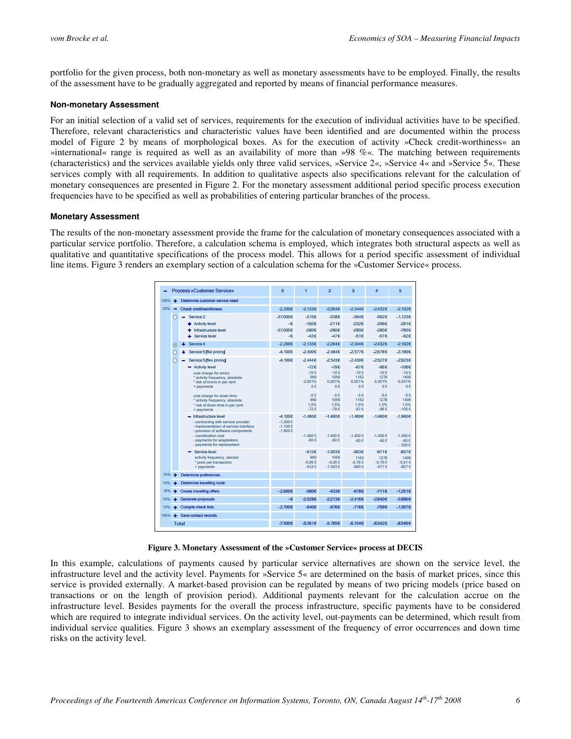portfolio for the given process, both non-monetary as well as monetary assessments have to be employed. Finally, the results of the assessment have to be gradually aggregated and reported by means of financial performance measures.

#### Non-monetary Assessment

For an initial selection of a valid set of services, requirements for the execution of individual activities have to be specified. Therefore, relevant characteristics and characteristic values have been identified and are documented within the process model of Figure 2 by means of morphological boxes. As for the execution of activity »Check credit-worthiness« an »international« range is required as well as an availability of more than »98 %«. The matching between requirements (characteristics) and the services available yields only three valid services, »Service 2«, »Service 4« and »Service 5«. These services comply with all requirements. In addition to qualitative aspects also specifications relevant for the calculation of monetary consequences are presented in Figure 2. For the monetary assessment additional period specific process execution frequencies have to be specified as well as probabilities of entering particular branches of the process.

#### Monetary Assessment

The results of the non-monetary assessment provide the frame for the calculation of monetary consequences associated with a particular service portfolio. Therefore, a calculation schema is employed, which integrates both structural aspects as well as qualitative and quantitative specifications of the process model. This allows for a period specific assessment of individual line items. Figure 3 renders an exemplary section of a calculation schema for the »Customer Service« process.

| − Process »Customer Service« | 0 | 1 | 2 | 3 | 4 | 5 |
|---|---|---|---|---|---|---|
| 100% + Determine customer service need | | | | | | |
| 20% − Check credit-worthiness | -2.200€ | -2.133€ | -2.264€ | -2.344€ | -2.432€ | -2.102€ |
| ○ − Service 2 | -37.000€ | -515€ | -538€ | -564€ | -592€ | -1.123€ |
| + Activity level | -€ | -192€ | -211€ | -232€ | -256€ | -281€ |
| + Infrastructure level | -37.000€ | -280€ | -280€ | -280€ | -280€ | -780€ |
| + Service level | -€ | -43€ | -47€ | -51€ | -57€ | -62€ |
| ◉ + Service 4 | -2.200€ | -2.133€ | -2.264€ | -2.344€ | -2.432€ | -2.102€ |
| ○ + Service 5 [flat pricing] | -4.100€ | -2.400€ | -2.484€ | -2.577€ | -2.678€ | -3.190€ |
| ○ − Service 5 [flex pricing] | -4.100€ | -2.444€ | -2.543€ | -2.430€ | -2.527€ | -2.923€ |
| − Activity level | | -72€ | -79€ | -87€ | -96€ | -106€ |
| cost charge for errors | | -10 € | -10 € | -10 € | -10 € | -10 € |
| * activity frequency, absolute | | 960 | 1056 | 1162 | 1278 | 1406 |
| * risk of errors in per cent | | 0,001% | 0,001% | 0,001% | 0,001% | 0,001% |
| = payments | | 0 € | 0 € | 0 € | 0 € | 0 € |
| cost charge for down time | | -5 € | -5 € | -5 € | -5 € | -5 € |
| * activity frequency, absolute | | 960 | 1056 | 1162 | 1278 | 1406 |
| * risk of down time in per cent | | 1,5% | 1,5% | 1,5% | 1,5% | 1,5% |
| = payments | | -72 € | -79 € | -87 € | -96 € | -105 € |
| − Infrastructure level | -4.100€ | -1.460€ | -1.460€ | -1.460€ | -1.460€ | -1.960€ |
| - contracting with service provider | -1.200 € | | | | | |
| - implementation of service interface | -1.100 € | | | | | |
| - provision of software components | -1.800 € | | | | | |
| - coordination cost | | -1.400 € | -1.400 € | -1.400 € | -1.400 € | -1.400 € |
| - payments for adaptations | | -60 € | -60 € | -60 € | -60 € | -60 € |
| - payments for replacement | | | | | | - 500 € |
| − Service level | | -912€ | -1.003€ | -883€ | -971€ | -857€ |
| activity frequency, absolut | | 960 | 1056 | 1162 | 1278 | 1406 |
| * preis per transaction | | -0,95 € | -0,95 € | -0,76 € | -0,76 € | -0,61 € |
| = payments | | -912 € | -1.003 € | -883 € | -971 € | -857 € |
| 70% + Determine preferences | | | | | | |
| 10% + Determine travelling route | | | | | | |
| 18% + Create travelling offers | -2.600€ | -560€ | -633€ | -678€ | -711€ | -1.251€ |
| 70% + Generate proposals | -€ | -2.028€ | -2.213€ | -2.416€ | -2.640€ | -3.886€ |
| 10% + Compile check lists | -2.700€ | -640€ | -676€ | -716€ | -759€ | -1.307€ |
| 100% + Save contact records | | | | | | |
| Total | -7.500€ | -5.361€ | -5.785€ | -6.154€ | -6.542€ | -8.546€ |

**Figure 3. Monetary Assessment of the »Customer Service« process at DECIS**

In this example, calculations of payments caused by particular service alternatives are shown on the service level, the infrastructure level and the activity level. Payments for »Service 5« are determined on the basis of market prices, since this service is provided externally. A market-based provision can be regulated by means of two pricing models (price based on transactions or on the length of provision period). Additional payments relevant for the calculation accrue on the infrastructure level. Besides payments for the overall process infrastructure, specific payments have to be considered which are required to integrate individual services. On the activity level, out-payments can be determined, which result from individual service qualities. Figure 3 shows an exemplary assessment of the frequency of error occurrences and down time risks on the activity level.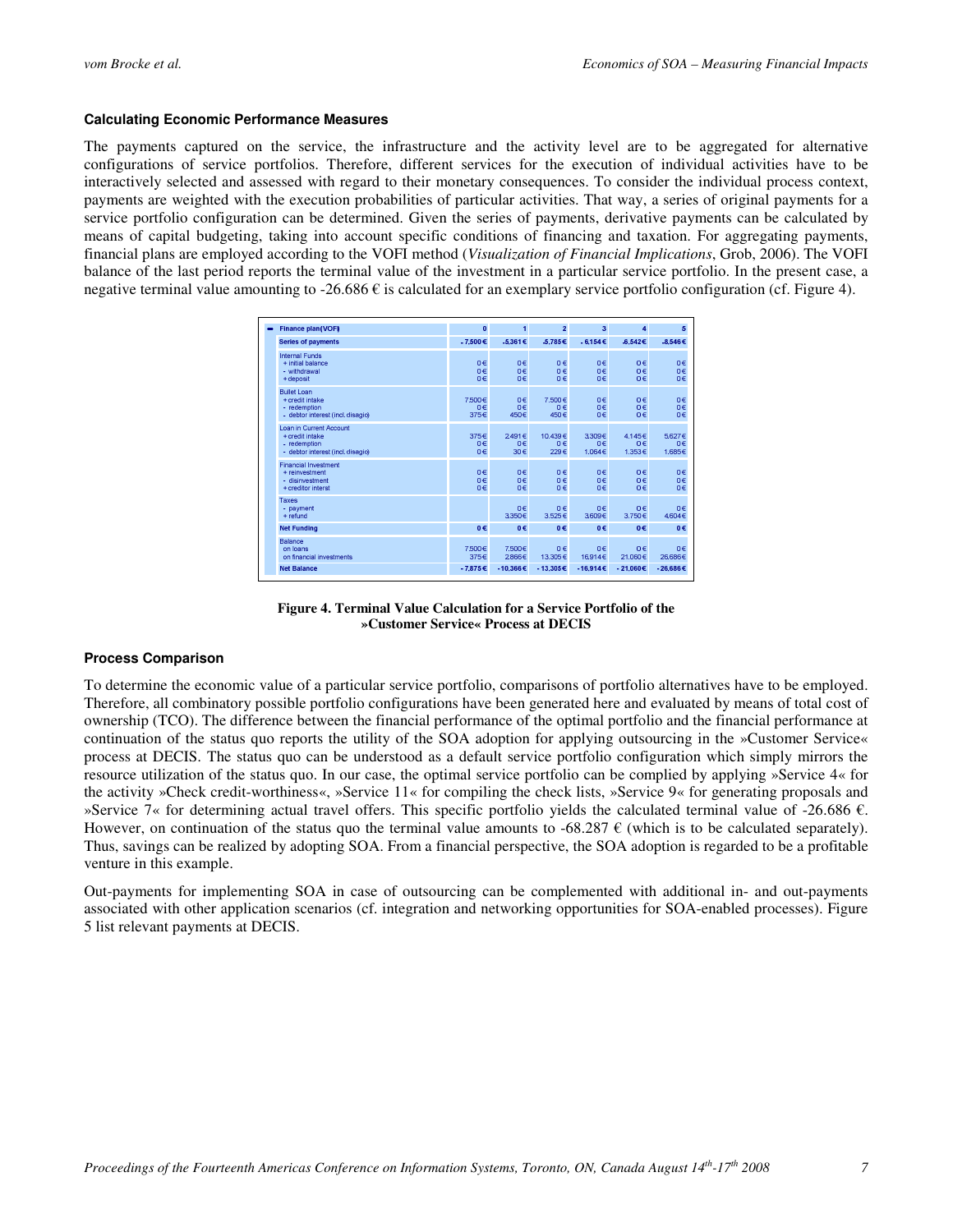### Calculating Economic Performance Measures

The payments captured on the service, the infrastructure and the activity level are to be aggregated for alternative configurations of service portfolios. Therefore, different services for the execution of individual activities have to be interactively selected and assessed with regard to their monetary consequences. To consider the individual process context, payments are weighted with the execution probabilities of particular activities. That way, a series of original payments for a service portfolio configuration can be determined. Given the series of payments, derivative payments can be calculated by means of capital budgeting, taking into account specific conditions of financing and taxation. For aggregating payments, financial plans are employed according to the VOFI method (*Visualization of Financial Implications*, Grob, 2006). The VOFI balance of the last period reports the terminal value of the investment in a particular service portfolio. In the present case, a negative terminal value amounting to -26.686 € is calculated for an exemplary service portfolio configuration (cf. Figure 4).

| Finance plan(VOFI) | 0 | 1 | 2 | 3 | 4 | 5 |
|---|---|---|---|---|---|---|
| **Series of payments** | -7.500€ | -5.361€ | -5.785€ | -6.154€ | -6.542€ | -8.546€ |
| Internal Funds | | | | | | |
| + initial balance | 0€ | 0€ | 0€ | 0€ | 0€ | 0€ |
| - withdrawal | 0€ | 0€ | 0€ | 0€ | 0€ | 0€ |
| + deposit | 0€ | 0€ | 0€ | 0€ | 0€ | 0€ |
| Bullet Loan | | | | | | |
| + credit intake | 7.500€ | 0€ | 7.500€ | 0€ | 0€ | 0€ |
| - redemption | 0€ | 0€ | 0€ | 0€ | 0€ | 0€ |
| - debtor interest (incl. disagio) | 375€ | 450€ | 450€ | 0€ | 0€ | 0€ |
| Loan in Current Account | | | | | | |
| + credit intake | 375€ | 2.491€ | 10.439€ | 3.309€ | 4.145€ | 5.627€ |
| - redemption | 0€ | 0€ | 0€ | 0€ | 0€ | 0€ |
| - debtor interest (incl. disagio) | 0€ | 30€ | 229€ | 1.064€ | 1.353€ | 1.685€ |
| Financial Investment | | | | | | |
| + reinvestment | 0€ | 0€ | 0€ | 0€ | 0€ | 0€ |
| - disinvestment | 0€ | 0€ | 0€ | 0€ | 0€ | 0€ |
| + creditor interst | 0€ | 0€ | 0€ | 0€ | 0€ | 0€ |
| Taxes | | | | | | |
| - payment | | 0€ | 0€ | 0€ | 0€ | 0€ |
| + refund | | 3.350€ | 3.525€ | 3.609€ | 3.750€ | 4.604€ |
| **Net Funding** | 0€ | 0€ | 0€ | 0€ | 0€ | 0€ |
| Balance | | | | | | |
| on loans | 7.500€ | 7.500€ | 0€ | 0€ | 0€ | 0€ |
| on financial investments | 375€ | 2.866€ | 13.305€ | 16.914€ | 21.060€ | 26.686€ |
| **Net Balance** | -7.875€ | -10.366€ | -13.305€ | -16.914€ | -21.060€ | -26.686€ |

**Figure 4. Terminal Value Calculation for a Service Portfolio of the »Customer Service« Process at DECIS**

### Process Comparison

To determine the economic value of a particular service portfolio, comparisons of portfolio alternatives have to be employed. Therefore, all combinatory possible portfolio configurations have been generated here and evaluated by means of total cost of ownership (TCO). The difference between the financial performance of the optimal portfolio and the financial performance at continuation of the status quo reports the utility of the SOA adoption for applying outsourcing in the »Customer Service« process at DECIS. The status quo can be understood as a default service portfolio configuration which simply mirrors the resource utilization of the status quo. In our case, the optimal service portfolio can be complied by applying »Service 4« for the activity »Check credit-worthiness«, »Service 11« for compiling the check lists, »Service 9« for generating proposals and »Service 7« for determining actual travel offers. This specific portfolio yields the calculated terminal value of -26.686 €. However, on continuation of the status quo the terminal value amounts to -68.287 € (which is to be calculated separately). Thus, savings can be realized by adopting SOA. From a financial perspective, the SOA adoption is regarded to be a profitable venture in this example.

Out-payments for implementing SOA in case of outsourcing can be complemented with additional in- and out-payments associated with other application scenarios (cf. integration and networking opportunities for SOA-enabled processes). Figure 5 list relevant payments at DECIS.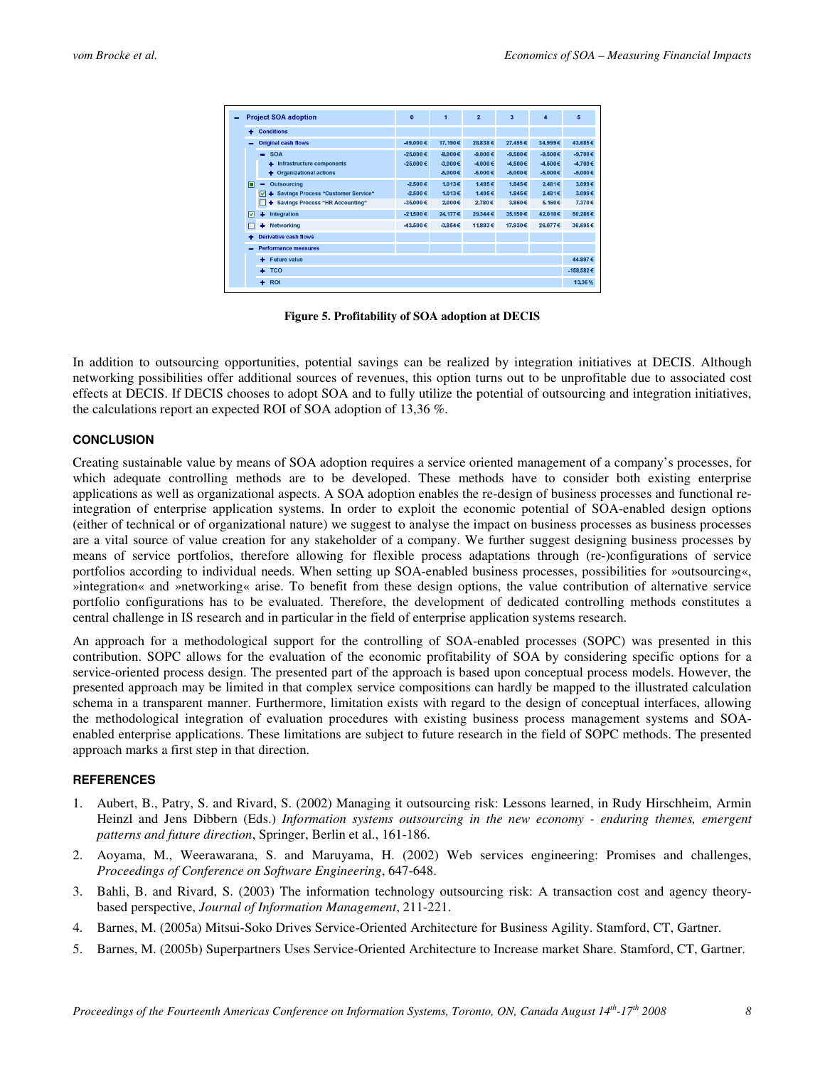| Project SOA adoption | 0 | 1 | 2 | 3 | 4 | 5 |
|---|---|---|---|---|---|---|
| + Conditions | | | | | | |
| − Original cash flows | -49.000 € | 17.190 € | 28.838 € | 27.495 € | 34.999 € | 43.685 € |
| − SOA | -25.000 € | -8.000 € | -9.000 € | -9.500 € | -9.500 € | -9.700 € |
| + Infrastructure components | -25.000 € | -3.000 € | -4.000 € | -4.500 € | -4.500 € | -4.700 € |
| + Organizational actions | | -5.000 € | -5.000 € | -5.000 € | -5.000 € | -5.000 € |
| − Outsourcing | -2.500 € | 1.013 € | 1.495 € | 1.845 € | 2.481 € | 3.099 € |
| ☑ + Savings Process "Customer Service" | -2.500 € | 1.013 € | 1.495 € | 1.845 € | 2.481 € | 3.099 € |
| ☐ + Savings Process "HR Accounting" | -35.000 € | 2.000 € | 2.780 € | 3.860 € | 5.160 € | 7.370 € |
| ☑ + Integration | -21.500 € | 24.177 € | 29.344 € | 35.150 € | 42.010 € | 50.286 € |
| ☐ + Networking | -43.500 € | -3.854 € | 11.893 € | 17.930 € | 26.077 € | 36.695 € |
| + Derivative cash flows | | | | | | |
| − Performance measures | | | | | | |
| + Future value | | | | | | 44.897 € |
| + TCO | | | | | | -158.582 € |
| + ROI | | | | | | 13,36 % |

**Figure 5. Profitability of SOA adoption at DECIS**

In addition to outsourcing opportunities, potential savings can be realized by integration initiatives at DECIS. Although networking possibilities offer additional sources of revenues, this option turns out to be unprofitable due to associated cost effects at DECIS. If DECIS chooses to adopt SOA and to fully utilize the potential of outsourcing and integration initiatives, the calculations report an expected ROI of SOA adoption of 13,36 %.

## CONCLUSION

Creating sustainable value by means of SOA adoption requires a service oriented management of a company's processes, for which adequate controlling methods are to be developed. These methods have to consider both existing enterprise applications as well as organizational aspects. A SOA adoption enables the re-design of business processes and functional re-integration of enterprise application systems. In order to exploit the economic potential of SOA-enabled design options (either of technical or of organizational nature) we suggest to analyse the impact on business processes as business processes are a vital source of value creation for any stakeholder of a company. We further suggest designing business processes by means of service portfolios, therefore allowing for flexible process adaptations through (re-)configurations of service portfolios according to individual needs. When setting up SOA-enabled business processes, possibilities for »outsourcing«, »integration« and »networking« arise. To benefit from these design options, the value contribution of alternative service portfolio configurations has to be evaluated. Therefore, the development of dedicated controlling methods constitutes a central challenge in IS research and in particular in the field of enterprise application systems research.

An approach for a methodological support for the controlling of SOA-enabled processes (SOPC) was presented in this contribution. SOPC allows for the evaluation of the economic profitability of SOA by considering specific options for a service-oriented process design. The presented part of the approach is based upon conceptual process models. However, the presented approach may be limited in that complex service compositions can hardly be mapped to the illustrated calculation schema in a transparent manner. Furthermore, limitation exists with regard to the design of conceptual interfaces, allowing the methodological integration of evaluation procedures with existing business process management systems and SOA-enabled enterprise applications. These limitations are subject to future research in the field of SOPC methods. The presented approach marks a first step in that direction.

## REFERENCES

1. Aubert, B., Patry, S. and Rivard, S. (2002) Managing it outsourcing risk: Lessons learned, in Rudy Hirschheim, Armin Heinzl and Jens Dibbern (Eds.) *Information systems outsourcing in the new economy - enduring themes, emergent patterns and future direction*, Springer, Berlin et al., 161-186.
2. Aoyama, M., Weerawarana, S. and Maruyama, H. (2002) Web services engineering: Promises and challenges, *Proceedings of Conference on Software Engineering*, 647-648.
3. Bahli, B. and Rivard, S. (2003) The information technology outsourcing risk: A transaction cost and agency theory-based perspective, *Journal of Information Management*, 211-221.
4. Barnes, M. (2005a) Mitsui-Soko Drives Service-Oriented Architecture for Business Agility. Stamford, CT, Gartner.
5. Barnes, M. (2005b) Superpartners Uses Service-Oriented Architecture to Increase market Share. Stamford, CT, Gartner.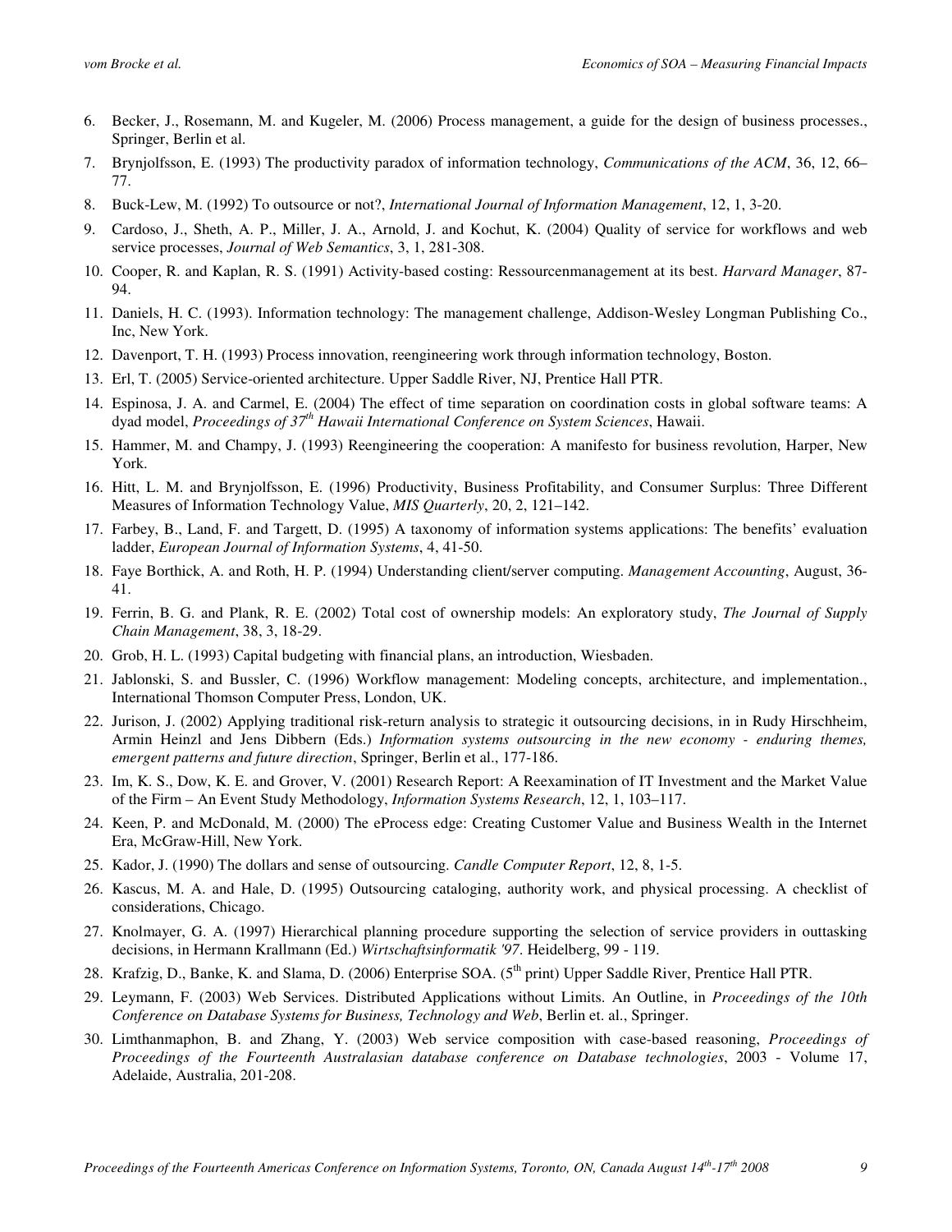6. Becker, J., Rosemann, M. and Kugeler, M. (2006) Process management, a guide for the design of business processes., Springer, Berlin et al.
7. Brynjolfsson, E. (1993) The productivity paradox of information technology, *Communications of the ACM*, 36, 12, 66–77.
8. Buck-Lew, M. (1992) To outsource or not?, *International Journal of Information Management*, 12, 1, 3-20.
9. Cardoso, J., Sheth, A. P., Miller, J. A., Arnold, J. and Kochut, K. (2004) Quality of service for workflows and web service processes, *Journal of Web Semantics*, 3, 1, 281-308.
10. Cooper, R. and Kaplan, R. S. (1991) Activity-based costing: Ressourcenmanagement at its best. *Harvard Manager*, 87-94.
11. Daniels, H. C. (1993). Information technology: The management challenge, Addison-Wesley Longman Publishing Co., Inc, New York.
12. Davenport, T. H. (1993) Process innovation, reengineering work through information technology, Boston.
13. Erl, T. (2005) Service-oriented architecture. Upper Saddle River, NJ, Prentice Hall PTR.
14. Espinosa, J. A. and Carmel, E. (2004) The effect of time separation on coordination costs in global software teams: A dyad model, *Proceedings of 37th Hawaii International Conference on System Sciences*, Hawaii.
15. Hammer, M. and Champy, J. (1993) Reengineering the cooperation: A manifesto for business revolution, Harper, New York.
16. Hitt, L. M. and Brynjolfsson, E. (1996) Productivity, Business Profitability, and Consumer Surplus: Three Different Measures of Information Technology Value, *MIS Quarterly*, 20, 2, 121–142.
17. Farbey, B., Land, F. and Targett, D. (1995) A taxonomy of information systems applications: The benefits' evaluation ladder, *European Journal of Information Systems*, 4, 41-50.
18. Faye Borthick, A. and Roth, H. P. (1994) Understanding client/server computing. *Management Accounting*, August, 36-41.
19. Ferrin, B. G. and Plank, R. E. (2002) Total cost of ownership models: An exploratory study, *The Journal of Supply Chain Management*, 38, 3, 18-29.
20. Grob, H. L. (1993) Capital budgeting with financial plans, an introduction, Wiesbaden.
21. Jablonski, S. and Bussler, C. (1996) Workflow management: Modeling concepts, architecture, and implementation., International Thomson Computer Press, London, UK.
22. Jurison, J. (2002) Applying traditional risk-return analysis to strategic it outsourcing decisions, in in Rudy Hirschheim, Armin Heinzl and Jens Dibbern (Eds.) *Information systems outsourcing in the new economy - enduring themes, emergent patterns and future direction*, Springer, Berlin et al., 177-186.
23. Im, K. S., Dow, K. E. and Grover, V. (2001) Research Report: A Reexamination of IT Investment and the Market Value of the Firm – An Event Study Methodology, *Information Systems Research*, 12, 1, 103–117.
24. Keen, P. and McDonald, M. (2000) The eProcess edge: Creating Customer Value and Business Wealth in the Internet Era, McGraw-Hill, New York.
25. Kador, J. (1990) The dollars and sense of outsourcing. *Candle Computer Report*, 12, 8, 1-5.
26. Kascus, M. A. and Hale, D. (1995) Outsourcing cataloging, authority work, and physical processing. A checklist of considerations, Chicago.
27. Knolmayer, G. A. (1997) Hierarchical planning procedure supporting the selection of service providers in outtasking decisions, in Hermann Krallmann (Ed.) *Wirtschaftsinformatik '97*. Heidelberg, 99 - 119.
28. Krafzig, D., Banke, K. and Slama, D. (2006) Enterprise SOA. (5th print) Upper Saddle River, Prentice Hall PTR.
29. Leymann, F. (2003) Web Services. Distributed Applications without Limits. An Outline, in *Proceedings of the 10th Conference on Database Systems for Business, Technology and Web*, Berlin et. al., Springer.
30. Limthanmaphon, B. and Zhang, Y. (2003) Web service composition with case-based reasoning, *Proceedings of Proceedings of the Fourteenth Australasian database conference on Database technologies*, 2003 - Volume 17, Adelaide, Australia, 201-208.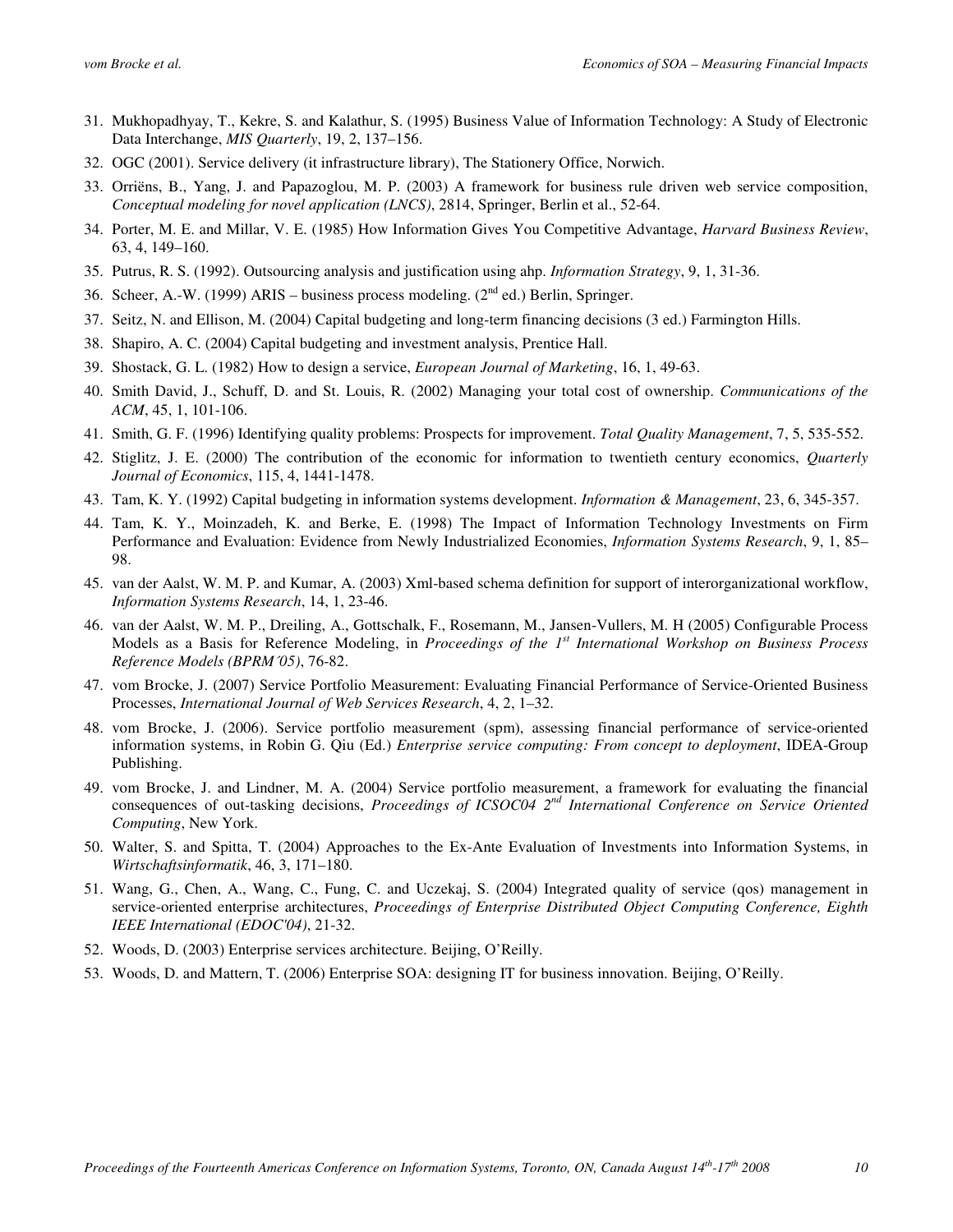31. Mukhopadhyay, T., Kekre, S. and Kalathur, S. (1995) Business Value of Information Technology: A Study of Electronic Data Interchange, *MIS Quarterly*, 19, 2, 137–156.
32. OGC (2001). Service delivery (it infrastructure library), The Stationery Office, Norwich.
33. Orriëns, B., Yang, J. and Papazoglou, M. P. (2003) A framework for business rule driven web service composition, *Conceptual modeling for novel application (LNCS)*, 2814, Springer, Berlin et al., 52-64.
34. Porter, M. E. and Millar, V. E. (1985) How Information Gives You Competitive Advantage, *Harvard Business Review*, 63, 4, 149–160.
35. Putrus, R. S. (1992). Outsourcing analysis and justification using ahp. *Information Strategy*, 9, 1, 31-36.
36. Scheer, A.-W. (1999) ARIS – business process modeling. (2nd ed.) Berlin, Springer.
37. Seitz, N. and Ellison, M. (2004) Capital budgeting and long-term financing decisions (3 ed.) Farmington Hills.
38. Shapiro, A. C. (2004) Capital budgeting and investment analysis, Prentice Hall.
39. Shostack, G. L. (1982) How to design a service, *European Journal of Marketing*, 16, 1, 49-63.
40. Smith David, J., Schuff, D. and St. Louis, R. (2002) Managing your total cost of ownership. *Communications of the ACM*, 45, 1, 101-106.
41. Smith, G. F. (1996) Identifying quality problems: Prospects for improvement. *Total Quality Management*, 7, 5, 535-552.
42. Stiglitz, J. E. (2000) The contribution of the economic for information to twentieth century economics, *Quarterly Journal of Economics*, 115, 4, 1441-1478.
43. Tam, K. Y. (1992) Capital budgeting in information systems development. *Information & Management*, 23, 6, 345-357.
44. Tam, K. Y., Moinzadeh, K. and Berke, E. (1998) The Impact of Information Technology Investments on Firm Performance and Evaluation: Evidence from Newly Industrialized Economies, *Information Systems Research*, 9, 1, 85–98.
45. van der Aalst, W. M. P. and Kumar, A. (2003) Xml-based schema definition for support of interorganizational workflow, *Information Systems Research*, 14, 1, 23-46.
46. van der Aalst, W. M. P., Dreiling, A., Gottschalk, F., Rosemann, M., Jansen-Vullers, M. H (2005) Configurable Process Models as a Basis for Reference Modeling, in *Proceedings of the 1st International Workshop on Business Process Reference Models (BPRM´05)*, 76-82.
47. vom Brocke, J. (2007) Service Portfolio Measurement: Evaluating Financial Performance of Service-Oriented Business Processes, *International Journal of Web Services Research*, 4, 2, 1–32.
48. vom Brocke, J. (2006). Service portfolio measurement (spm), assessing financial performance of service-oriented information systems, in Robin G. Qiu (Ed.) *Enterprise service computing: From concept to deployment*, IDEA-Group Publishing.
49. vom Brocke, J. and Lindner, M. A. (2004) Service portfolio measurement, a framework for evaluating the financial consequences of out-tasking decisions, *Proceedings of ICSOC04 2nd International Conference on Service Oriented Computing*, New York.
50. Walter, S. and Spitta, T. (2004) Approaches to the Ex-Ante Evaluation of Investments into Information Systems, in *Wirtschaftsinformatik*, 46, 3, 171–180.
51. Wang, G., Chen, A., Wang, C., Fung, C. and Uczekaj, S. (2004) Integrated quality of service (qos) management in service-oriented enterprise architectures, *Proceedings of Enterprise Distributed Object Computing Conference, Eighth IEEE International (EDOC'04)*, 21-32.
52. Woods, D. (2003) Enterprise services architecture. Beijing, O'Reilly.
53. Woods, D. and Mattern, T. (2006) Enterprise SOA: designing IT for business innovation. Beijing, O'Reilly.